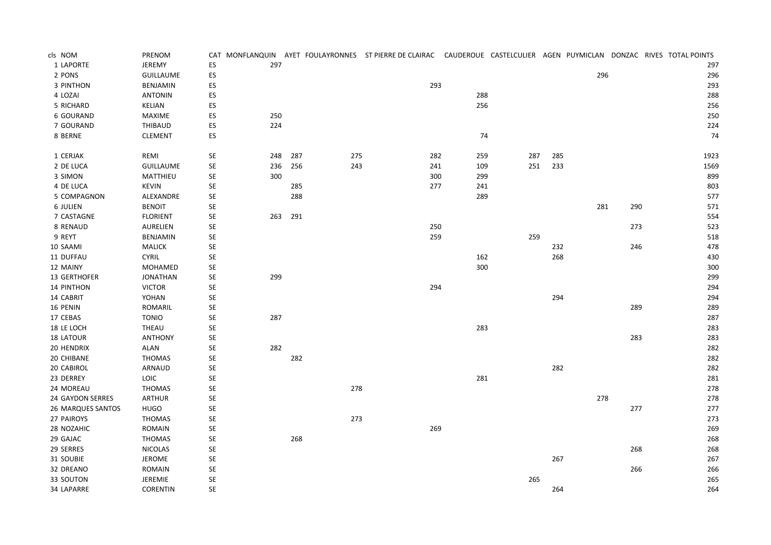| cls | NOM | PRENOM | CAT | MONFLANQUIN | AYET | FOULAYRONNES | ST PIERRE DE CLAIRAC | CAUDEROUE | CASTELCULIER | AGEN | PUYMICLAN | DONZAC | RIVES | TOTAL POINTS |
|---|---|---|---|---|---|---|---|---|---|---|---|---|---|---|
| 1 | LAPORTE | JEREMY | ES | 297 | | | | | | | | | | 297 |
| 2 | PONS | GUILLAUME | ES | | | | | | | | 296 | | | 296 |
| 3 | PINTHON | BENJAMIN | ES | | | | 293 | | | | | | | 293 |
| 4 | LOZAI | ANTONIN | ES | | | | | 288 | | | | | | 288 |
| 5 | RICHARD | KELIAN | ES | | | | | 256 | | | | | | 256 |
| 6 | GOURAND | MAXIME | ES | 250 | | | | | | | | | | 250 |
| 7 | GOURAND | THIBAUD | ES | 224 | | | | | | | | | | 224 |
| 8 | BERNE | CLEMENT | ES | | | | | 74 | | | | | | 74 |
| | | | | | | | | | | | | | | |
| 1 | CERJAK | REMI | SE | 248 | 287 | 275 | 282 | 259 | 287 | 285 | | | | 1923 |
| 2 | DE LUCA | GUILLAUME | SE | 236 | 256 | 243 | 241 | 109 | 251 | 233 | | | | 1569 |
| 3 | SIMON | MATTHIEU | SE | 300 | | | 300 | 299 | | | | | | 899 |
| 4 | DE LUCA | KEVIN | SE | | 285 | | 277 | 241 | | | | | | 803 |
| 5 | COMPAGNON | ALEXANDRE | SE | | 288 | | | 289 | | | | | | 577 |
| 6 | JULIEN | BENOIT | SE | | | | | | | | 281 | 290 | | 571 |
| 7 | CASTAGNE | FLORIENT | SE | 263 | 291 | | | | | | | | | 554 |
| 8 | RENAUD | AURELIEN | SE | | | | 250 | | | | | 273 | | 523 |
| 9 | REYT | BENJAMIN | SE | | | | 259 | | 259 | | | | | 518 |
| 10 | SAAMI | MALICK | SE | | | | | | | 232 | | 246 | | 478 |
| 11 | DUFFAU | CYRIL | SE | | | | | 162 | | 268 | | | | 430 |
| 12 | MAINY | MOHAMED | SE | | | | | 300 | | | | | | 300 |
| 13 | GERTHOFER | JONATHAN | SE | 299 | | | | | | | | | | 299 |
| 14 | PINTHON | VICTOR | SE | | | | 294 | | | | | | | 294 |
| 14 | CABRIT | YOHAN | SE | | | | | | | 294 | | | | 294 |
| 16 | PENIN | ROMARIL | SE | | | | | | | | | 289 | | 289 |
| 17 | CEBAS | TONIO | SE | 287 | | | | | | | | | | 287 |
| 18 | LE LOCH | THEAU | SE | | | | | 283 | | | | | | 283 |
| 18 | LATOUR | ANTHONY | SE | | | | | | | | | 283 | | 283 |
| 20 | HENDRIX | ALAN | SE | 282 | | | | | | | | | | 282 |
| 20 | CHIBANE | THOMAS | SE | | 282 | | | | | | | | | 282 |
| 20 | CABIROL | ARNAUD | SE | | | | | | | 282 | | | | 282 |
| 23 | DERREY | LOIC | SE | | | | | 281 | | | | | | 281 |
| 24 | MOREAU | THOMAS | SE | | | 278 | | | | | | | | 278 |
| 24 | GAYDON SERRES | ARTHUR | SE | | | | | | | | 278 | | | 278 |
| 26 | MARQUES SANTOS | HUGO | SE | | | | | | | | | 277 | | 277 |
| 27 | PAIROYS | THOMAS | SE | | | 273 | | | | | | | | 273 |
| 28 | NOZAHIC | ROMAIN | SE | | | | 269 | | | | | | | 269 |
| 29 | GAJAC | THOMAS | SE | | 268 | | | | | | | | | 268 |
| 29 | SERRES | NICOLAS | SE | | | | | | | | | 268 | | 268 |
| 31 | SOUBIE | JEROME | SE | | | | | | | 267 | | | | 267 |
| 32 | DREANO | ROMAIN | SE | | | | | | | | | 266 | | 266 |
| 33 | SOUTON | JEREMIE | SE | | | | | | 265 | | | | | 265 |
| 34 | LAPARRE | CORENTIN | SE | | | | | | | 264 | | | | 264 |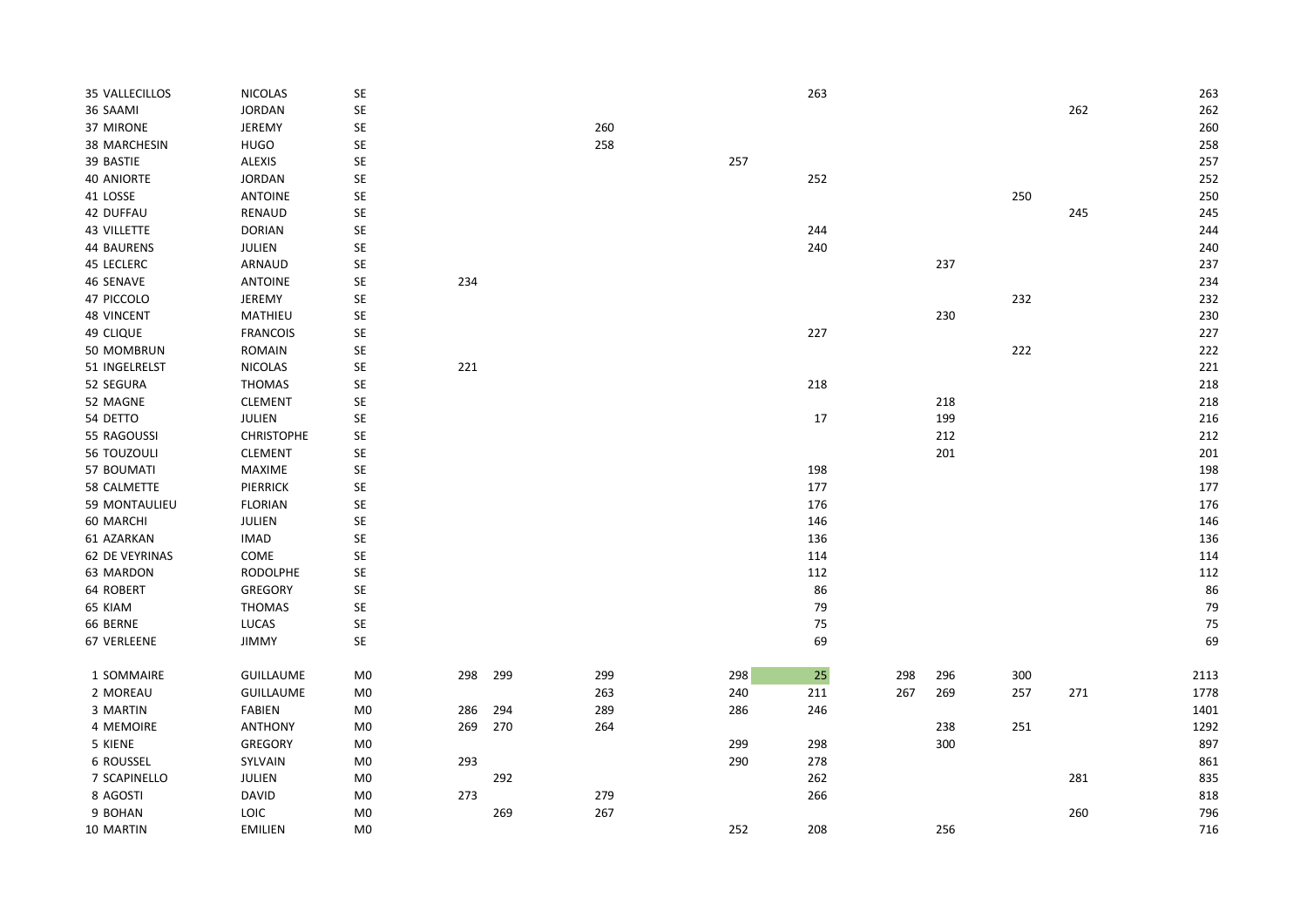| | | | | | | | | | | | | |
|---|---|---|---|---|---|---|---|---|---|---|---|---|
| 35 VALLECILLOS | NICOLAS | SE | | | | | 263 | | | | | 263 |
| 36 SAAMI | JORDAN | SE | | | | | | | | | 262 | 262 |
| 37 MIRONE | JEREMY | SE | | | 260 | | | | | | | 260 |
| 38 MARCHESIN | HUGO | SE | | | 258 | | | | | | | 258 |
| 39 BASTIE | ALEXIS | SE | | | | 257 | | | | | | 257 |
| 40 ANIORTE | JORDAN | SE | | | | | 252 | | | | | 252 |
| 41 LOSSE | ANTOINE | SE | | | | | | | | 250 | | 250 |
| 42 DUFFAU | RENAUD | SE | | | | | | | | | 245 | 245 |
| 43 VILLETTE | DORIAN | SE | | | | | 244 | | | | | 244 |
| 44 BAURENS | JULIEN | SE | | | | | 240 | | | | | 240 |
| 45 LECLERC | ARNAUD | SE | | | | | | | 237 | | | 237 |
| 46 SENAVE | ANTOINE | SE | 234 | | | | | | | | | 234 |
| 47 PICCOLO | JEREMY | SE | | | | | | | | 232 | | 232 |
| 48 VINCENT | MATHIEU | SE | | | | | | | 230 | | | 230 |
| 49 CLIQUE | FRANCOIS | SE | | | | | 227 | | | | | 227 |
| 50 MOMBRUN | ROMAIN | SE | | | | | | | | 222 | | 222 |
| 51 INGELRELST | NICOLAS | SE | 221 | | | | | | | | | 221 |
| 52 SEGURA | THOMAS | SE | | | | | 218 | | | | | 218 |
| 52 MAGNE | CLEMENT | SE | | | | | | | 218 | | | 218 |
| 54 DETTO | JULIEN | SE | | | | | 17 | | 199 | | | 216 |
| 55 RAGOUSSI | CHRISTOPHE | SE | | | | | | | 212 | | | 212 |
| 56 TOUZOULI | CLEMENT | SE | | | | | | | 201 | | | 201 |
| 57 BOUMATI | MAXIME | SE | | | | | 198 | | | | | 198 |
| 58 CALMETTE | PIERRICK | SE | | | | | 177 | | | | | 177 |
| 59 MONTAULIEU | FLORIAN | SE | | | | | 176 | | | | | 176 |
| 60 MARCHI | JULIEN | SE | | | | | 146 | | | | | 146 |
| 61 AZARKAN | IMAD | SE | | | | | 136 | | | | | 136 |
| 62 DE VEYRINAS | COME | SE | | | | | 114 | | | | | 114 |
| 63 MARDON | RODOLPHE | SE | | | | | 112 | | | | | 112 |
| 64 ROBERT | GREGORY | SE | | | | | 86 | | | | | 86 |
| 65 KIAM | THOMAS | SE | | | | | 79 | | | | | 79 |
| 66 BERNE | LUCAS | SE | | | | | 75 | | | | | 75 |
| 67 VERLEENE | JIMMY | SE | | | | | 69 | | | | | 69 |
| | | | | | | | | | | | | |
| 1 SOMMAIRE | GUILLAUME | M0 | 298 | 299 | 299 | 298 | 25 | 298 | 296 | 300 | | 2113 |
| 2 MOREAU | GUILLAUME | M0 | | | 263 | 240 | 211 | 267 | 269 | 257 | 271 | 1778 |
| 3 MARTIN | FABIEN | M0 | 286 | 294 | 289 | 286 | 246 | | | | | 1401 |
| 4 MEMOIRE | ANTHONY | M0 | 269 | 270 | 264 | | | | 238 | 251 | | 1292 |
| 5 KIENE | GREGORY | M0 | | | | 299 | 298 | | 300 | | | 897 |
| 6 ROUSSEL | SYLVAIN | M0 | 293 | | | 290 | 278 | | | | | 861 |
| 7 SCAPINELLO | JULIEN | M0 | | 292 | | | 262 | | | | 281 | 835 |
| 8 AGOSTI | DAVID | M0 | 273 | | 279 | | 266 | | | | | 818 |
| 9 BOHAN | LOIC | M0 | | 269 | 267 | | | | | | 260 | 796 |
| 10 MARTIN | EMILIEN | M0 | | | | 252 | 208 | | 256 | | | 716 |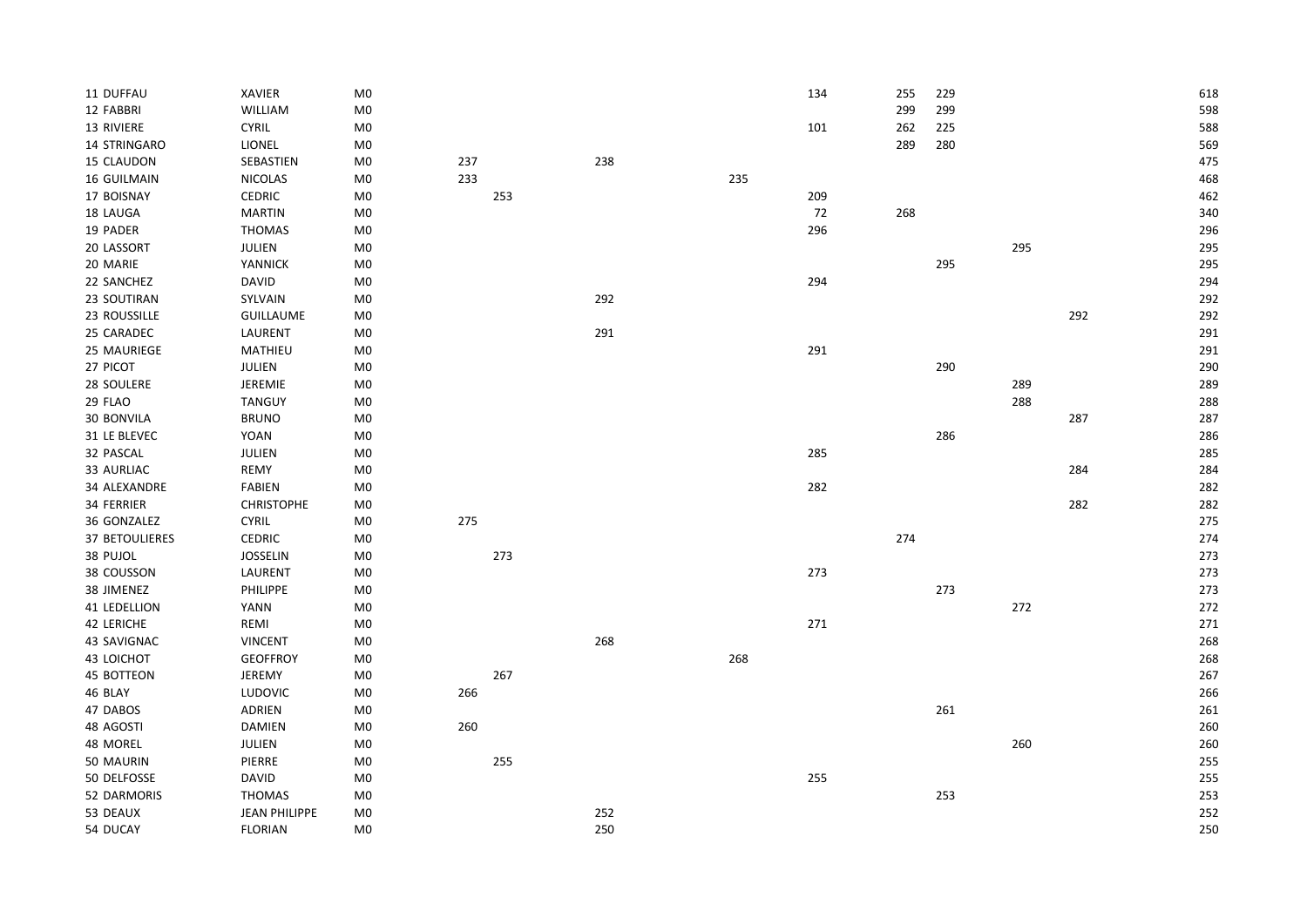| | | | | | | | | | | | | |
|---|---|---|---|---|---|---|---|---|---|---|---|---|
| 11 DUFFAU | XAVIER | M0 | | | | | 134 | 255 | 229 | | | 618 |
| 12 FABBRI | WILLIAM | M0 | | | | | | 299 | 299 | | | 598 |
| 13 RIVIERE | CYRIL | M0 | | | | | 101 | 262 | 225 | | | 588 |
| 14 STRINGARO | LIONEL | M0 | | | | | | 289 | 280 | | | 569 |
| 15 CLAUDON | SEBASTIEN | M0 | 237 | | 238 | | | | | | | 475 |
| 16 GUILMAIN | NICOLAS | M0 | 233 | | | 235 | | | | | | 468 |
| 17 BOISNAY | CEDRIC | M0 | | 253 | | | 209 | | | | | 462 |
| 18 LAUGA | MARTIN | M0 | | | | | 72 | 268 | | | | 340 |
| 19 PADER | THOMAS | M0 | | | | | 296 | | | | | 296 |
| 20 LASSORT | JULIEN | M0 | | | | | | | | 295 | | 295 |
| 20 MARIE | YANNICK | M0 | | | | | | | 295 | | | 295 |
| 22 SANCHEZ | DAVID | M0 | | | | | 294 | | | | | 294 |
| 23 SOUTIRAN | SYLVAIN | M0 | | | 292 | | | | | | | 292 |
| 23 ROUSSILLE | GUILLAUME | M0 | | | | | | | | | 292 | 292 |
| 25 CARADEC | LAURENT | M0 | | | 291 | | | | | | | 291 |
| 25 MAURIEGE | MATHIEU | M0 | | | | | 291 | | | | | 291 |
| 27 PICOT | JULIEN | M0 | | | | | | | 290 | | | 290 |
| 28 SOULERE | JEREMIE | M0 | | | | | | | | 289 | | 289 |
| 29 FLAO | TANGUY | M0 | | | | | | | | 288 | | 288 |
| 30 BONVILA | BRUNO | M0 | | | | | | | | | 287 | 287 |
| 31 LE BLEVEC | YOAN | M0 | | | | | | | 286 | | | 286 |
| 32 PASCAL | JULIEN | M0 | | | | | 285 | | | | | 285 |
| 33 AURLIAC | REMY | M0 | | | | | | | | | 284 | 284 |
| 34 ALEXANDRE | FABIEN | M0 | | | | | 282 | | | | | 282 |
| 34 FERRIER | CHRISTOPHE | M0 | | | | | | | | | 282 | 282 |
| 36 GONZALEZ | CYRIL | M0 | 275 | | | | | | | | | 275 |
| 37 BETOULIERES | CEDRIC | M0 | | | | | | 274 | | | | 274 |
| 38 PUJOL | JOSSELIN | M0 | | 273 | | | | | | | | 273 |
| 38 COUSSON | LAURENT | M0 | | | | | 273 | | | | | 273 |
| 38 JIMENEZ | PHILIPPE | M0 | | | | | | | 273 | | | 273 |
| 41 LEDELLION | YANN | M0 | | | | | | | | 272 | | 272 |
| 42 LERICHE | REMI | M0 | | | | | 271 | | | | | 271 |
| 43 SAVIGNAC | VINCENT | M0 | | | 268 | | | | | | | 268 |
| 43 LOICHOT | GEOFFROY | M0 | | | | 268 | | | | | | 268 |
| 45 BOTTEON | JEREMY | M0 | | 267 | | | | | | | | 267 |
| 46 BLAY | LUDOVIC | M0 | 266 | | | | | | | | | 266 |
| 47 DABOS | ADRIEN | M0 | | | | | | | 261 | | | 261 |
| 48 AGOSTI | DAMIEN | M0 | 260 | | | | | | | | | 260 |
| 48 MOREL | JULIEN | M0 | | | | | | | | 260 | | 260 |
| 50 MAURIN | PIERRE | M0 | | 255 | | | | | | | | 255 |
| 50 DELFOSSE | DAVID | M0 | | | | | 255 | | | | | 255 |
| 52 DARMORIS | THOMAS | M0 | | | | | | | 253 | | | 253 |
| 53 DEAUX | JEAN PHILIPPE | M0 | | | 252 | | | | | | | 252 |
| 54 DUCAY | FLORIAN | M0 | | | 250 | | | | | | | 250 |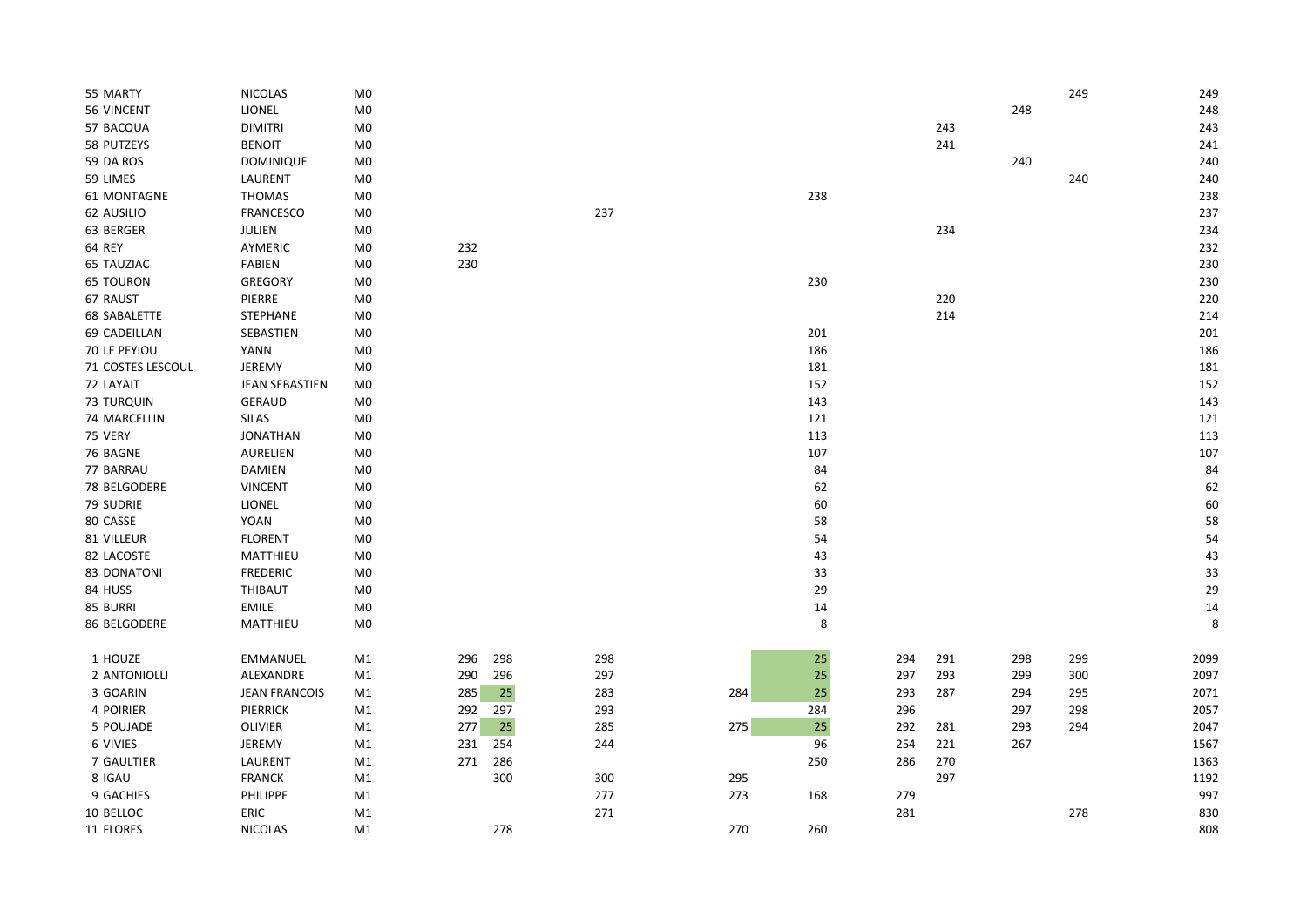| | | | | | | | | | | | | |
|---|---|---|---|---|---|---|---|---|---|---|---|---|
| 55 MARTY | NICOLAS | M0 | | | | | | | | | 249 | 249 |
| 56 VINCENT | LIONEL | M0 | | | | | | | | 248 | | 248 |
| 57 BACQUA | DIMITRI | M0 | | | | | | | 243 | | | 243 |
| 58 PUTZEYS | BENOIT | M0 | | | | | | | 241 | | | 241 |
| 59 DA ROS | DOMINIQUE | M0 | | | | | | | | 240 | | 240 |
| 59 LIMES | LAURENT | M0 | | | | | | | | | 240 | 240 |
| 61 MONTAGNE | THOMAS | M0 | | | | | 238 | | | | | 238 |
| 62 AUSILIO | FRANCESCO | M0 | | | 237 | | | | | | | 237 |
| 63 BERGER | JULIEN | M0 | | | | | | | 234 | | | 234 |
| 64 REY | AYMERIC | M0 | 232 | | | | | | | | | 232 |
| 65 TAUZIAC | FABIEN | M0 | 230 | | | | | | | | | 230 |
| 65 TOURON | GREGORY | M0 | | | | | 230 | | | | | 230 |
| 67 RAUST | PIERRE | M0 | | | | | | | 220 | | | 220 |
| 68 SABALETTE | STEPHANE | M0 | | | | | | | 214 | | | 214 |
| 69 CADEILLAN | SEBASTIEN | M0 | | | | | 201 | | | | | 201 |
| 70 LE PEYIOU | YANN | M0 | | | | | 186 | | | | | 186 |
| 71 COSTES LESCOUL | JEREMY | M0 | | | | | 181 | | | | | 181 |
| 72 LAYAIT | JEAN SEBASTIEN | M0 | | | | | 152 | | | | | 152 |
| 73 TURQUIN | GERAUD | M0 | | | | | 143 | | | | | 143 |
| 74 MARCELLIN | SILAS | M0 | | | | | 121 | | | | | 121 |
| 75 VERY | JONATHAN | M0 | | | | | 113 | | | | | 113 |
| 76 BAGNE | AURELIEN | M0 | | | | | 107 | | | | | 107 |
| 77 BARRAU | DAMIEN | M0 | | | | | 84 | | | | | 84 |
| 78 BELGODERE | VINCENT | M0 | | | | | 62 | | | | | 62 |
| 79 SUDRIE | LIONEL | M0 | | | | | 60 | | | | | 60 |
| 80 CASSE | YOAN | M0 | | | | | 58 | | | | | 58 |
| 81 VILLEUR | FLORENT | M0 | | | | | 54 | | | | | 54 |
| 82 LACOSTE | MATTHIEU | M0 | | | | | 43 | | | | | 43 |
| 83 DONATONI | FREDERIC | M0 | | | | | 33 | | | | | 33 |
| 84 HUSS | THIBAUT | M0 | | | | | 29 | | | | | 29 |
| 85 BURRI | EMILE | M0 | | | | | 14 | | | | | 14 |
| 86 BELGODERE | MATTHIEU | M0 | | | | | 8 | | | | | 8 |
| | | | | | | | | | | | | |
| 1 HOUZE | EMMANUEL | M1 | 296 | 298 | 298 | | 25 | 294 | 291 | 298 | 299 | 2099 |
| 2 ANTONIOLLI | ALEXANDRE | M1 | 290 | 296 | 297 | | 25 | 297 | 293 | 299 | 300 | 2097 |
| 3 GOARIN | JEAN FRANCOIS | M1 | 285 | 25 | 283 | 284 | 25 | 293 | 287 | 294 | 295 | 2071 |
| 4 POIRIER | PIERRICK | M1 | 292 | 297 | 293 | | 284 | 296 | | 297 | 298 | 2057 |
| 5 POUJADE | OLIVIER | M1 | 277 | 25 | 285 | 275 | 25 | 292 | 281 | 293 | 294 | 2047 |
| 6 VIVIES | JEREMY | M1 | 231 | 254 | 244 | | 96 | 254 | 221 | 267 | | 1567 |
| 7 GAULTIER | LAURENT | M1 | 271 | 286 | | | 250 | 286 | 270 | | | 1363 |
| 8 IGAU | FRANCK | M1 | | 300 | 300 | 295 | | | 297 | | | 1192 |
| 9 GACHIES | PHILIPPE | M1 | | | 277 | 273 | 168 | 279 | | | | 997 |
| 10 BELLOC | ERIC | M1 | | | 271 | | | 281 | | | 278 | 830 |
| 11 FLORES | NICOLAS | M1 | | 278 | | 270 | 260 | | | | | 808 |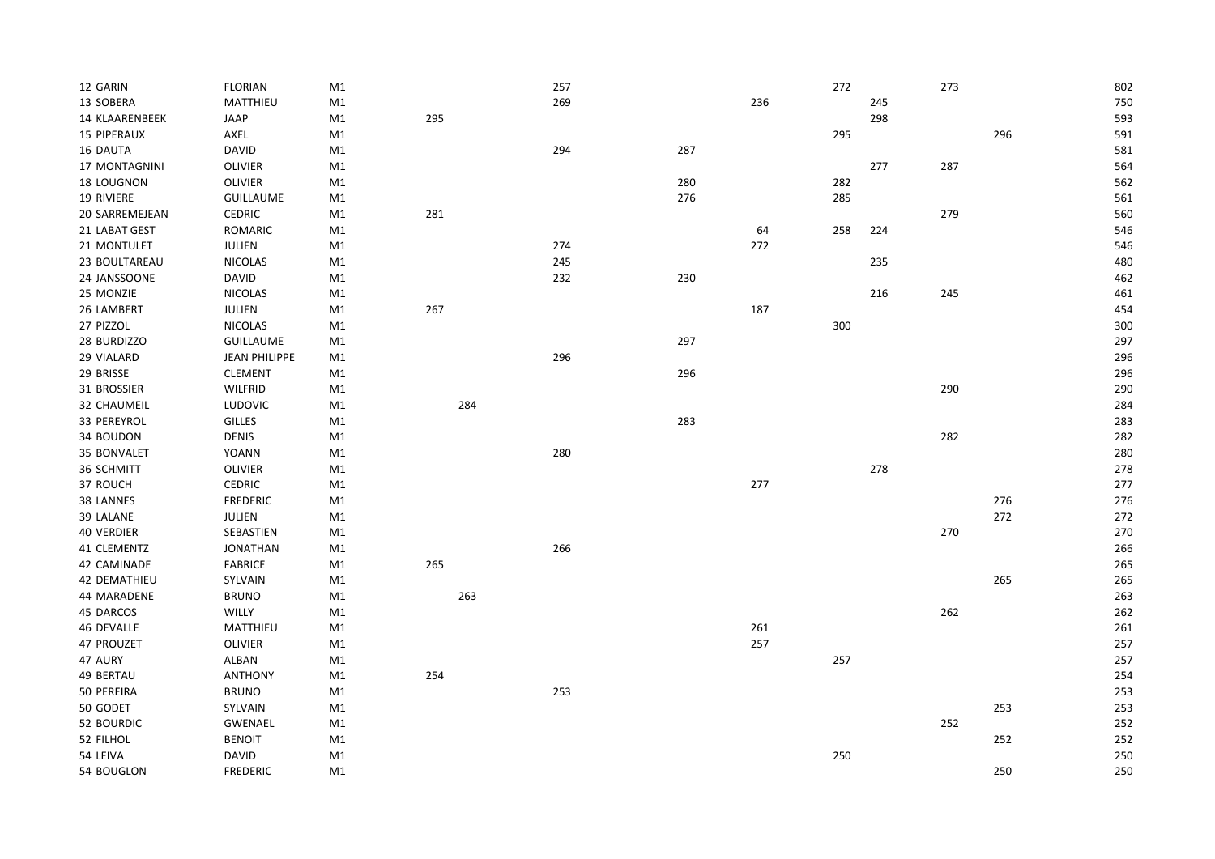| | | | | | | | | | | | | | |
|---|---|---|---|---|---|---|---|---|---|---|---|---|---|
| 12 | GARIN | FLORIAN | M1 | | | 257 | | | 272 | | 273 | | 802 |
| 13 | SOBERA | MATTHIEU | M1 | | | 269 | | 236 | | 245 | | | 750 |
| 14 | KLAARENBEEK | JAAP | M1 | 295 | | | | | | 298 | | | 593 |
| 15 | PIPERAUX | AXEL | M1 | | | | | | 295 | | | 296 | 591 |
| 16 | DAUTA | DAVID | M1 | | | 294 | 287 | | | | | | 581 |
| 17 | MONTAGNINI | OLIVIER | M1 | | | | | | | 277 | 287 | | 564 |
| 18 | LOUGNON | OLIVIER | M1 | | | | 280 | | 282 | | | | 562 |
| 19 | RIVIERE | GUILLAUME | M1 | | | | 276 | | 285 | | | | 561 |
| 20 | SARREMEJEAN | CEDRIC | M1 | 281 | | | | | | | 279 | | 560 |
| 21 | LABAT GEST | ROMARIC | M1 | | | | | 64 | 258 | 224 | | | 546 |
| 21 | MONTULET | JULIEN | M1 | | | 274 | | 272 | | | | | 546 |
| 23 | BOULTAREAU | NICOLAS | M1 | | | 245 | | | | 235 | | | 480 |
| 24 | JANSSOONE | DAVID | M1 | | | 232 | 230 | | | | | | 462 |
| 25 | MONZIE | NICOLAS | M1 | | | | | | | 216 | 245 | | 461 |
| 26 | LAMBERT | JULIEN | M1 | 267 | | | | 187 | | | | | 454 |
| 27 | PIZZOL | NICOLAS | M1 | | | | | | 300 | | | | 300 |
| 28 | BURDIZZO | GUILLAUME | M1 | | | | 297 | | | | | | 297 |
| 29 | VIALARD | JEAN PHILIPPE | M1 | | | 296 | | | | | | | 296 |
| 29 | BRISSE | CLEMENT | M1 | | | | 296 | | | | | | 296 |
| 31 | BROSSIER | WILFRID | M1 | | | | | | | | 290 | | 290 |
| 32 | CHAUMEIL | LUDOVIC | M1 | | 284 | | | | | | | | 284 |
| 33 | PEREYROL | GILLES | M1 | | | | 283 | | | | | | 283 |
| 34 | BOUDON | DENIS | M1 | | | | | | | | 282 | | 282 |
| 35 | BONVALET | YOANN | M1 | | | 280 | | | | | | | 280 |
| 36 | SCHMITT | OLIVIER | M1 | | | | | | | 278 | | | 278 |
| 37 | ROUCH | CEDRIC | M1 | | | | | 277 | | | | | 277 |
| 38 | LANNES | FREDERIC | M1 | | | | | | | | | 276 | 276 |
| 39 | LALANE | JULIEN | M1 | | | | | | | | | 272 | 272 |
| 40 | VERDIER | SEBASTIEN | M1 | | | | | | | | 270 | | 270 |
| 41 | CLEMENTZ | JONATHAN | M1 | | | 266 | | | | | | | 266 |
| 42 | CAMINADE | FABRICE | M1 | 265 | | | | | | | | | 265 |
| 42 | DEMATHIEU | SYLVAIN | M1 | | | | | | | | | 265 | 265 |
| 44 | MARADENE | BRUNO | M1 | | 263 | | | | | | | | 263 |
| 45 | DARCOS | WILLY | M1 | | | | | | | | 262 | | 262 |
| 46 | DEVALLE | MATTHIEU | M1 | | | | | 261 | | | | | 261 |
| 47 | PROUZET | OLIVIER | M1 | | | | | 257 | | | | | 257 |
| 47 | AURY | ALBAN | M1 | | | | | | 257 | | | | 257 |
| 49 | BERTAU | ANTHONY | M1 | 254 | | | | | | | | | 254 |
| 50 | PEREIRA | BRUNO | M1 | | | 253 | | | | | | | 253 |
| 50 | GODET | SYLVAIN | M1 | | | | | | | | | 253 | 253 |
| 52 | BOURDIC | GWENAEL | M1 | | | | | | | | 252 | | 252 |
| 52 | FILHOL | BENOIT | M1 | | | | | | | | | 252 | 252 |
| 54 | LEIVA | DAVID | M1 | | | | | | 250 | | | | 250 |
| 54 | BOUGLON | FREDERIC | M1 | | | | | | | | | 250 | 250 |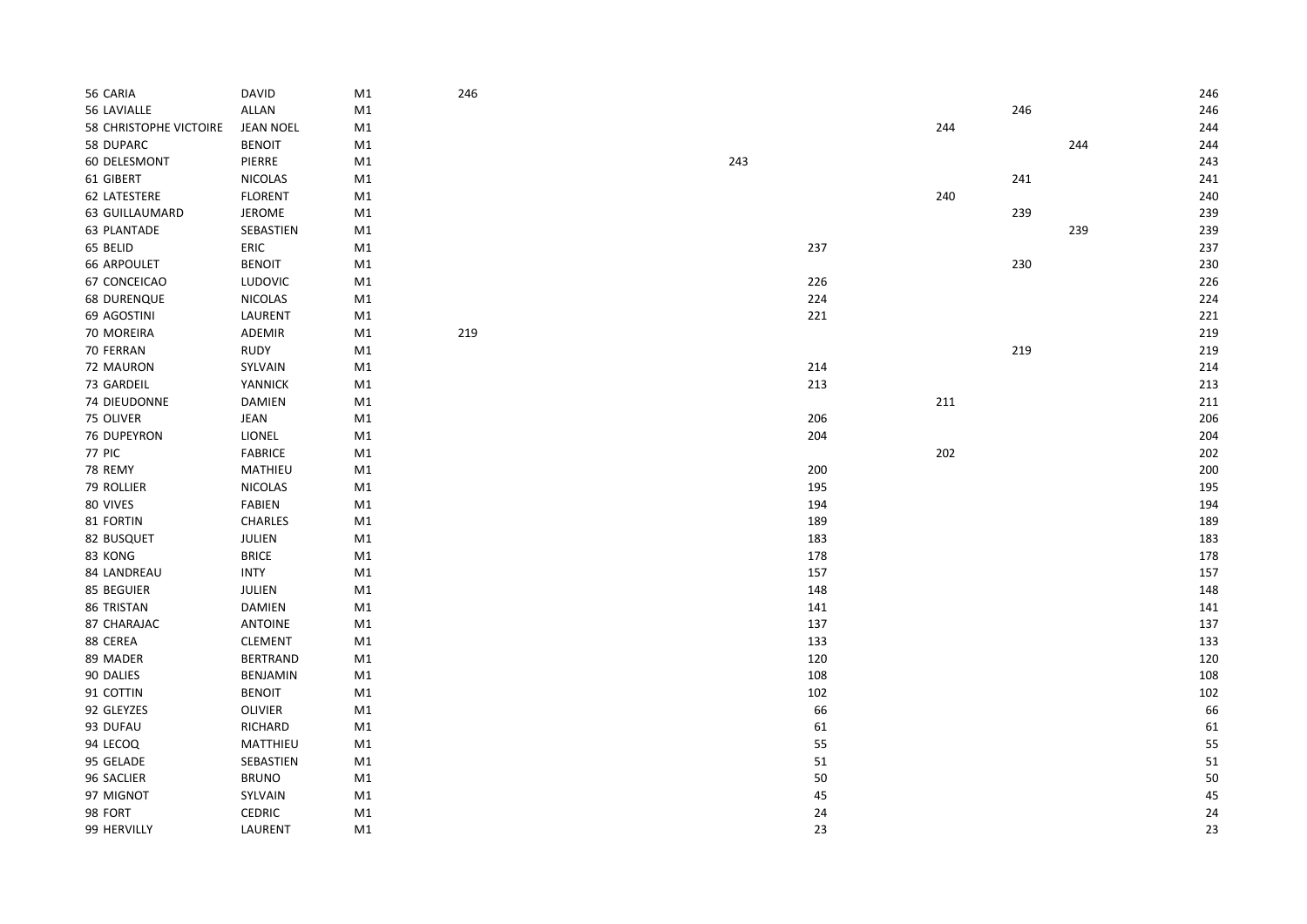| | | | | | | | | | |
|---|---|---|---|---|---|---|---|---|---|
| 56 CARIA | DAVID | M1 | 246 | | | | | | 246 |
| 56 LAVIALLE | ALLAN | M1 | | | | | 246 | | 246 |
| 58 CHRISTOPHE VICTOIRE | JEAN NOEL | M1 | | | | 244 | | | 244 |
| 58 DUPARC | BENOIT | M1 | | | | | | 244 | 244 |
| 60 DELESMONT | PIERRE | M1 | | 243 | | | | | 243 |
| 61 GIBERT | NICOLAS | M1 | | | | | 241 | | 241 |
| 62 LATESTERE | FLORENT | M1 | | | | 240 | | | 240 |
| 63 GUILLAUMARD | JEROME | M1 | | | | | 239 | | 239 |
| 63 PLANTADE | SEBASTIEN | M1 | | | | | | 239 | 239 |
| 65 BELID | ERIC | M1 | | | 237 | | | | 237 |
| 66 ARPOULET | BENOIT | M1 | | | | | 230 | | 230 |
| 67 CONCEICAO | LUDOVIC | M1 | | | 226 | | | | 226 |
| 68 DURENQUE | NICOLAS | M1 | | | 224 | | | | 224 |
| 69 AGOSTINI | LAURENT | M1 | | | 221 | | | | 221 |
| 70 MOREIRA | ADEMIR | M1 | 219 | | | | | | 219 |
| 70 FERRAN | RUDY | M1 | | | | | 219 | | 219 |
| 72 MAURON | SYLVAIN | M1 | | | 214 | | | | 214 |
| 73 GARDEIL | YANNICK | M1 | | | 213 | | | | 213 |
| 74 DIEUDONNE | DAMIEN | M1 | | | | 211 | | | 211 |
| 75 OLIVER | JEAN | M1 | | | 206 | | | | 206 |
| 76 DUPEYRON | LIONEL | M1 | | | 204 | | | | 204 |
| 77 PIC | FABRICE | M1 | | | | 202 | | | 202 |
| 78 REMY | MATHIEU | M1 | | | 200 | | | | 200 |
| 79 ROLLIER | NICOLAS | M1 | | | 195 | | | | 195 |
| 80 VIVES | FABIEN | M1 | | | 194 | | | | 194 |
| 81 FORTIN | CHARLES | M1 | | | 189 | | | | 189 |
| 82 BUSQUET | JULIEN | M1 | | | 183 | | | | 183 |
| 83 KONG | BRICE | M1 | | | 178 | | | | 178 |
| 84 LANDREAU | INTY | M1 | | | 157 | | | | 157 |
| 85 BEGUIER | JULIEN | M1 | | | 148 | | | | 148 |
| 86 TRISTAN | DAMIEN | M1 | | | 141 | | | | 141 |
| 87 CHARAJAC | ANTOINE | M1 | | | 137 | | | | 137 |
| 88 CEREA | CLEMENT | M1 | | | 133 | | | | 133 |
| 89 MADER | BERTRAND | M1 | | | 120 | | | | 120 |
| 90 DALIES | BENJAMIN | M1 | | | 108 | | | | 108 |
| 91 COTTIN | BENOIT | M1 | | | 102 | | | | 102 |
| 92 GLEYZES | OLIVIER | M1 | | | 66 | | | | 66 |
| 93 DUFAU | RICHARD | M1 | | | 61 | | | | 61 |
| 94 LECOQ | MATTHIEU | M1 | | | 55 | | | | 55 |
| 95 GELADE | SEBASTIEN | M1 | | | 51 | | | | 51 |
| 96 SACLIER | BRUNO | M1 | | | 50 | | | | 50 |
| 97 MIGNOT | SYLVAIN | M1 | | | 45 | | | | 45 |
| 98 FORT | CEDRIC | M1 | | | 24 | | | | 24 |
| 99 HERVILLY | LAURENT | M1 | | | 23 | | | | 23 |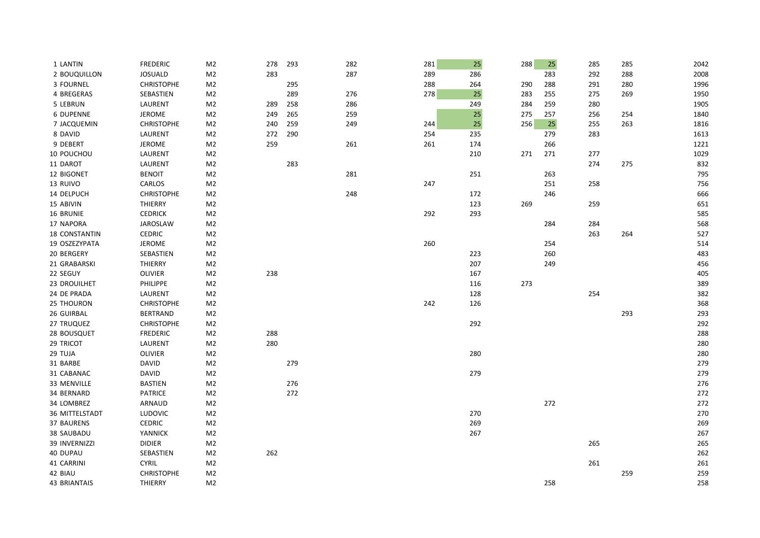| | | | | | | | | | | | | |
|---|---|---|---|---|---|---|---|---|---|---|---|---|
| 1 LANTIN | FREDERIC | M2 | 278 | 293 | 282 | 281 | 25 | 288 | 25 | 285 | 285 | 2042 |
| 2 BOUQUILLON | JOSUALD | M2 | 283 | | 287 | 289 | 286 | | 283 | 292 | 288 | 2008 |
| 3 FOURNEL | CHRISTOPHE | M2 | | 295 | | 288 | 264 | 290 | 288 | 291 | 280 | 1996 |
| 4 BREGERAS | SEBASTIEN | M2 | | 289 | 276 | 278 | 25 | 283 | 255 | 275 | 269 | 1950 |
| 5 LEBRUN | LAURENT | M2 | 289 | 258 | 286 | | 249 | 284 | 259 | 280 | | 1905 |
| 6 DUPENNE | JEROME | M2 | 249 | 265 | 259 | | 25 | 275 | 257 | 256 | 254 | 1840 |
| 7 JACQUEMIN | CHRISTOPHE | M2 | 240 | 259 | 249 | 244 | 25 | 256 | 25 | 255 | 263 | 1816 |
| 8 DAVID | LAURENT | M2 | 272 | 290 | | 254 | 235 | | 279 | 283 | | 1613 |
| 9 DEBERT | JEROME | M2 | 259 | | 261 | 261 | 174 | | 266 | | | 1221 |
| 10 POUCHOU | LAURENT | M2 | | | | | 210 | 271 | 271 | 277 | | 1029 |
| 11 DAROT | LAURENT | M2 | | 283 | | | | | | 274 | 275 | 832 |
| 12 BIGONET | BENOIT | M2 | | | 281 | | 251 | | 263 | | | 795 |
| 13 RUIVO | CARLOS | M2 | | | | 247 | | | 251 | 258 | | 756 |
| 14 DELPUCH | CHRISTOPHE | M2 | | | 248 | | 172 | | 246 | | | 666 |
| 15 ABIVIN | THIERRY | M2 | | | | | 123 | 269 | | 259 | | 651 |
| 16 BRUNIE | CEDRICK | M2 | | | | 292 | 293 | | | | | 585 |
| 17 NAPORA | JAROSLAW | M2 | | | | | | | 284 | 284 | | 568 |
| 18 CONSTANTIN | CEDRIC | M2 | | | | | | | | 263 | 264 | 527 |
| 19 OSZEZYPATA | JEROME | M2 | | | | 260 | | | 254 | | | 514 |
| 20 BERGERY | SEBASTIEN | M2 | | | | | 223 | | 260 | | | 483 |
| 21 GRABARSKI | THIERRY | M2 | | | | | 207 | | 249 | | | 456 |
| 22 SEGUY | OLIVIER | M2 | 238 | | | | 167 | | | | | 405 |
| 23 DROUILHET | PHILIPPE | M2 | | | | | 116 | 273 | | | | 389 |
| 24 DE PRADA | LAURENT | M2 | | | | | 128 | | | 254 | | 382 |
| 25 THOURON | CHRISTOPHE | M2 | | | | 242 | 126 | | | | | 368 |
| 26 GUIRBAL | BERTRAND | M2 | | | | | | | | | 293 | 293 |
| 27 TRUQUEZ | CHRISTOPHE | M2 | | | | | 292 | | | | | 292 |
| 28 BOUSQUET | FREDERIC | M2 | 288 | | | | | | | | | 288 |
| 29 TRICOT | LAURENT | M2 | 280 | | | | | | | | | 280 |
| 29 TUJA | OLIVIER | M2 | | | | | 280 | | | | | 280 |
| 31 BARBE | DAVID | M2 | | 279 | | | | | | | | 279 |
| 31 CABANAC | DAVID | M2 | | | | | 279 | | | | | 279 |
| 33 MENVILLE | BASTIEN | M2 | | 276 | | | | | | | | 276 |
| 34 BERNARD | PATRICE | M2 | | 272 | | | | | | | | 272 |
| 34 LOMBREZ | ARNAUD | M2 | | | | | | | 272 | | | 272 |
| 36 MITTELSTADT | LUDOVIC | M2 | | | | | 270 | | | | | 270 |
| 37 BAURENS | CEDRIC | M2 | | | | | 269 | | | | | 269 |
| 38 SAUBADU | YANNICK | M2 | | | | | 267 | | | | | 267 |
| 39 INVERNIZZI | DIDIER | M2 | | | | | | | | 265 | | 265 |
| 40 DUPAU | SEBASTIEN | M2 | 262 | | | | | | | | | 262 |
| 41 CARRINI | CYRIL | M2 | | | | | | | | 261 | | 261 |
| 42 BIAU | CHRISTOPHE | M2 | | | | | | | | | 259 | 259 |
| 43 BRIANTAIS | THIERRY | M2 | | | | | | | 258 | | | 258 |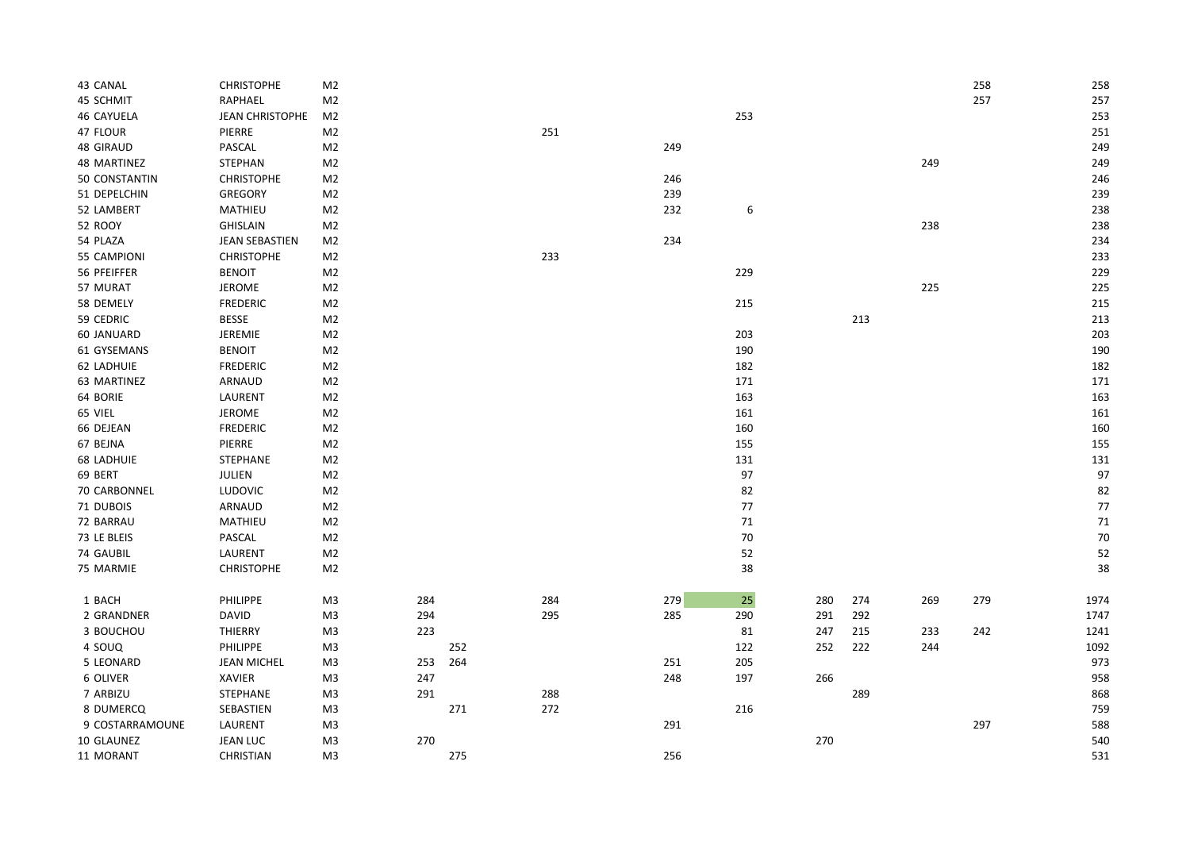| | | | | | | | | | | | | | |
|---|---|---|---|---|---|---|---|---|---|---|---|---|---|
| 43 | CANAL | CHRISTOPHE | M2 | | | | | | | | | 258 | 258 |
| 45 | SCHMIT | RAPHAEL | M2 | | | | | | | | | 257 | 257 |
| 46 | CAYUELA | JEAN CHRISTOPHE | M2 | | | | | 253 | | | | | 253 |
| 47 | FLOUR | PIERRE | M2 | | | 251 | | | | | | | 251 |
| 48 | GIRAUD | PASCAL | M2 | | | | 249 | | | | | | 249 |
| 48 | MARTINEZ | STEPHAN | M2 | | | | | | | | 249 | | 249 |
| 50 | CONSTANTIN | CHRISTOPHE | M2 | | | | 246 | | | | | | 246 |
| 51 | DEPELCHIN | GREGORY | M2 | | | | 239 | | | | | | 239 |
| 52 | LAMBERT | MATHIEU | M2 | | | | 232 | 6 | | | | | 238 |
| 52 | ROOY | GHISLAIN | M2 | | | | | | | | 238 | | 238 |
| 54 | PLAZA | JEAN SEBASTIEN | M2 | | | | 234 | | | | | | 234 |
| 55 | CAMPIONI | CHRISTOPHE | M2 | | | 233 | | | | | | | 233 |
| 56 | PFEIFFER | BENOIT | M2 | | | | | 229 | | | | | 229 |
| 57 | MURAT | JEROME | M2 | | | | | | | | 225 | | 225 |
| 58 | DEMELY | FREDERIC | M2 | | | | | 215 | | | | | 215 |
| 59 | CEDRIC | BESSE | M2 | | | | | | | 213 | | | 213 |
| 60 | JANUARD | JEREMIE | M2 | | | | | 203 | | | | | 203 |
| 61 | GYSEMANS | BENOIT | M2 | | | | | 190 | | | | | 190 |
| 62 | LADHUIE | FREDERIC | M2 | | | | | 182 | | | | | 182 |
| 63 | MARTINEZ | ARNAUD | M2 | | | | | 171 | | | | | 171 |
| 64 | BORIE | LAURENT | M2 | | | | | 163 | | | | | 163 |
| 65 | VIEL | JEROME | M2 | | | | | 161 | | | | | 161 |
| 66 | DEJEAN | FREDERIC | M2 | | | | | 160 | | | | | 160 |
| 67 | BEJNA | PIERRE | M2 | | | | | 155 | | | | | 155 |
| 68 | LADHUIE | STEPHANE | M2 | | | | | 131 | | | | | 131 |
| 69 | BERT | JULIEN | M2 | | | | | 97 | | | | | 97 |
| 70 | CARBONNEL | LUDOVIC | M2 | | | | | 82 | | | | | 82 |
| 71 | DUBOIS | ARNAUD | M2 | | | | | 77 | | | | | 77 |
| 72 | BARRAU | MATHIEU | M2 | | | | | 71 | | | | | 71 |
| 73 | LE BLEIS | PASCAL | M2 | | | | | 70 | | | | | 70 |
| 74 | GAUBIL | LAURENT | M2 | | | | | 52 | | | | | 52 |
| 75 | MARMIE | CHRISTOPHE | M2 | | | | | 38 | | | | | 38 |
| | | | | | | | | | | | | | |
| 1 | BACH | PHILIPPE | M3 | 284 | | 284 | 279 | 25 | 280 | 274 | 269 | 279 | 1974 |
| 2 | GRANDNER | DAVID | M3 | 294 | | 295 | 285 | 290 | 291 | 292 | | | 1747 |
| 3 | BOUCHOU | THIERRY | M3 | 223 | | | | 81 | 247 | 215 | 233 | 242 | 1241 |
| 4 | SOUQ | PHILIPPE | M3 | | 252 | | | 122 | 252 | 222 | 244 | | 1092 |
| 5 | LEONARD | JEAN MICHEL | M3 | 253 | 264 | | 251 | 205 | | | | | 973 |
| 6 | OLIVER | XAVIER | M3 | 247 | | | 248 | 197 | 266 | | | | 958 |
| 7 | ARBIZU | STEPHANE | M3 | 291 | | 288 | | | | 289 | | | 868 |
| 8 | DUMERCQ | SEBASTIEN | M3 | | 271 | 272 | | 216 | | | | | 759 |
| 9 | COSTARRAMOUNE | LAURENT | M3 | | | | 291 | | | | | 297 | 588 |
| 10 | GLAUNEZ | JEAN LUC | M3 | 270 | | | | | 270 | | | | 540 |
| 11 | MORANT | CHRISTIAN | M3 | | 275 | | 256 | | | | | | 531 |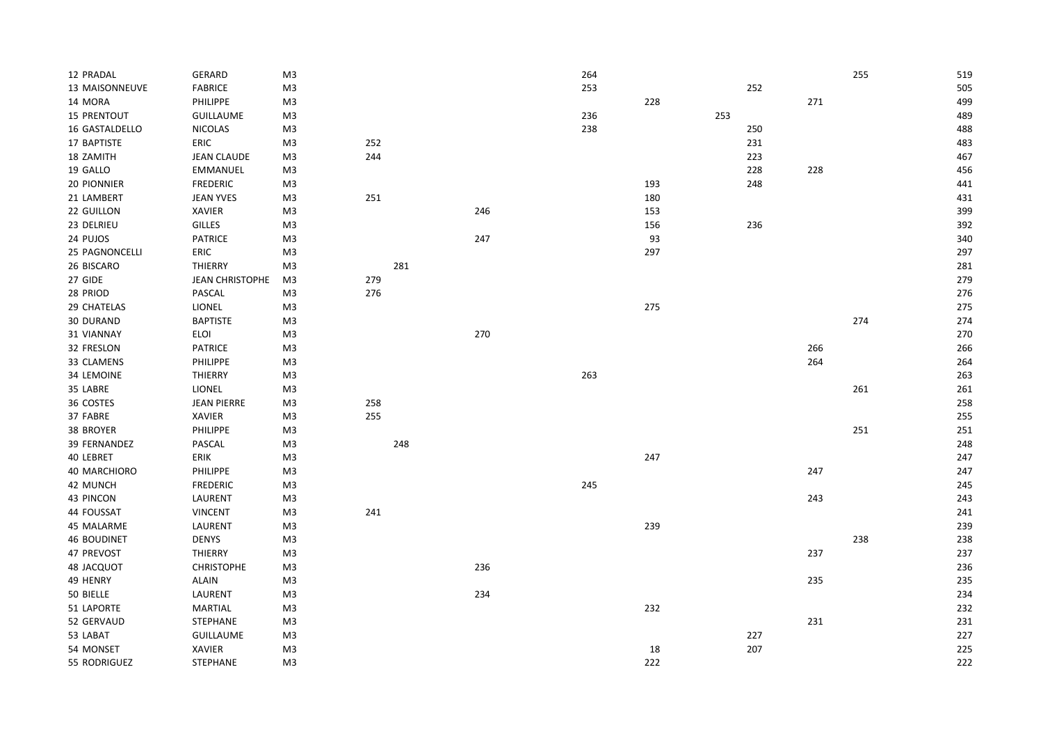| | | | | | | | | | | | | |
|---|---|---|---|---|---|---|---|---|---|---|---|---|
| 12 PRADAL | GERARD | M3 | | | | 264 | | | | | 255 | 519 |
| 13 MAISONNEUVE | FABRICE | M3 | | | | 253 | | | 252 | | | 505 |
| 14 MORA | PHILIPPE | M3 | | | | | 228 | | | 271 | | 499 |
| 15 PRENTOUT | GUILLAUME | M3 | | | | 236 | | 253 | | | | 489 |
| 16 GASTALDELLO | NICOLAS | M3 | | | | 238 | | | 250 | | | 488 |
| 17 BAPTISTE | ERIC | M3 | 252 | | | | | | 231 | | | 483 |
| 18 ZAMITH | JEAN CLAUDE | M3 | 244 | | | | | | 223 | | | 467 |
| 19 GALLO | EMMANUEL | M3 | | | | | | | 228 | 228 | | 456 |
| 20 PIONNIER | FREDERIC | M3 | | | | | 193 | | 248 | | | 441 |
| 21 LAMBERT | JEAN YVES | M3 | 251 | | | | 180 | | | | | 431 |
| 22 GUILLON | XAVIER | M3 | | | 246 | | 153 | | | | | 399 |
| 23 DELRIEU | GILLES | M3 | | | | | 156 | | 236 | | | 392 |
| 24 PUJOS | PATRICE | M3 | | | 247 | | 93 | | | | | 340 |
| 25 PAGNONCELLI | ERIC | M3 | | | | | 297 | | | | | 297 |
| 26 BISCARO | THIERRY | M3 | | 281 | | | | | | | | 281 |
| 27 GIDE | JEAN CHRISTOPHE | M3 | 279 | | | | | | | | | 279 |
| 28 PRIOD | PASCAL | M3 | 276 | | | | | | | | | 276 |
| 29 CHATELAS | LIONEL | M3 | | | | | 275 | | | | | 275 |
| 30 DURAND | BAPTISTE | M3 | | | | | | | | | 274 | 274 |
| 31 VIANNAY | ELOI | M3 | | | 270 | | | | | | | 270 |
| 32 FRESLON | PATRICE | M3 | | | | | | | | 266 | | 266 |
| 33 CLAMENS | PHILIPPE | M3 | | | | | | | | 264 | | 264 |
| 34 LEMOINE | THIERRY | M3 | | | | 263 | | | | | | 263 |
| 35 LABRE | LIONEL | M3 | | | | | | | | | 261 | 261 |
| 36 COSTES | JEAN PIERRE | M3 | 258 | | | | | | | | | 258 |
| 37 FABRE | XAVIER | M3 | 255 | | | | | | | | | 255 |
| 38 BROYER | PHILIPPE | M3 | | | | | | | | | 251 | 251 |
| 39 FERNANDEZ | PASCAL | M3 | | 248 | | | | | | | | 248 |
| 40 LEBRET | ERIK | M3 | | | | | 247 | | | | | 247 |
| 40 MARCHIORO | PHILIPPE | M3 | | | | | | | | 247 | | 247 |
| 42 MUNCH | FREDERIC | M3 | | | | 245 | | | | | | 245 |
| 43 PINCON | LAURENT | M3 | | | | | | | | 243 | | 243 |
| 44 FOUSSAT | VINCENT | M3 | 241 | | | | | | | | | 241 |
| 45 MALARME | LAURENT | M3 | | | | | 239 | | | | | 239 |
| 46 BOUDINET | DENYS | M3 | | | | | | | | | 238 | 238 |
| 47 PREVOST | THIERRY | M3 | | | | | | | | 237 | | 237 |
| 48 JACQUOT | CHRISTOPHE | M3 | | | 236 | | | | | | | 236 |
| 49 HENRY | ALAIN | M3 | | | | | | | | 235 | | 235 |
| 50 BIELLE | LAURENT | M3 | | | 234 | | | | | | | 234 |
| 51 LAPORTE | MARTIAL | M3 | | | | | 232 | | | | | 232 |
| 52 GERVAUD | STEPHANE | M3 | | | | | | | | 231 | | 231 |
| 53 LABAT | GUILLAUME | M3 | | | | | | | 227 | | | 227 |
| 54 MONSET | XAVIER | M3 | | | | | 18 | | 207 | | | 225 |
| 55 RODRIGUEZ | STEPHANE | M3 | | | | | 222 | | | | | 222 |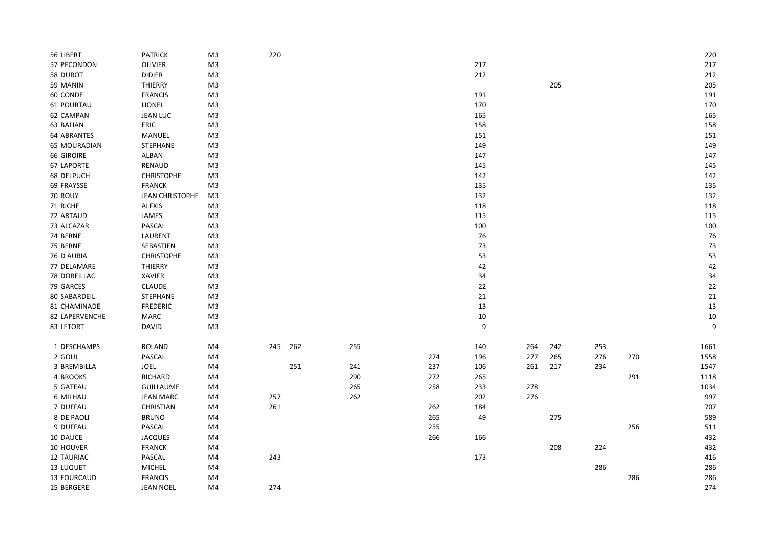| | | | | | | | | | | | | |
|---|---|---|---|---|---|---|---|---|---|---|---|---|
| 56 LIBERT | PATRICK | M3 | 220 | | | | | | | | | 220 |
| 57 PECONDON | OLIVIER | M3 | | | | | 217 | | | | | 217 |
| 58 DUROT | DIDIER | M3 | | | | | 212 | | | | | 212 |
| 59 MANIN | THIERRY | M3 | | | | | | | 205 | | | 205 |
| 60 CONDE | FRANCIS | M3 | | | | | 191 | | | | | 191 |
| 61 POURTAU | LIONEL | M3 | | | | | 170 | | | | | 170 |
| 62 CAMPAN | JEAN LUC | M3 | | | | | 165 | | | | | 165 |
| 63 BALIAN | ERIC | M3 | | | | | 158 | | | | | 158 |
| 64 ABRANTES | MANUEL | M3 | | | | | 151 | | | | | 151 |
| 65 MOURADIAN | STEPHANE | M3 | | | | | 149 | | | | | 149 |
| 66 GIROIRE | ALBAN | M3 | | | | | 147 | | | | | 147 |
| 67 LAPORTE | RENAUD | M3 | | | | | 145 | | | | | 145 |
| 68 DELPUCH | CHRISTOPHE | M3 | | | | | 142 | | | | | 142 |
| 69 FRAYSSE | FRANCK | M3 | | | | | 135 | | | | | 135 |
| 70 ROUY | JEAN CHRISTOPHE | M3 | | | | | 132 | | | | | 132 |
| 71 RICHE | ALEXIS | M3 | | | | | 118 | | | | | 118 |
| 72 ARTAUD | JAMES | M3 | | | | | 115 | | | | | 115 |
| 73 ALCAZAR | PASCAL | M3 | | | | | 100 | | | | | 100 |
| 74 BERNE | LAURENT | M3 | | | | | 76 | | | | | 76 |
| 75 BERNE | SEBASTIEN | M3 | | | | | 73 | | | | | 73 |
| 76 D AURIA | CHRISTOPHE | M3 | | | | | 53 | | | | | 53 |
| 77 DELAMARE | THIERRY | M3 | | | | | 42 | | | | | 42 |
| 78 DOREILLAC | XAVIER | M3 | | | | | 34 | | | | | 34 |
| 79 GARCES | CLAUDE | M3 | | | | | 22 | | | | | 22 |
| 80 SABARDEIL | STEPHANE | M3 | | | | | 21 | | | | | 21 |
| 81 CHAMINADE | FREDERIC | M3 | | | | | 13 | | | | | 13 |
| 82 LAPERVENCHE | MARC | M3 | | | | | 10 | | | | | 10 |
| 83 LETORT | DAVID | M3 | | | | | 9 | | | | | 9 |
| | | | | | | | | | | | | |
| 1 DESCHAMPS | ROLAND | M4 | 245 | 262 | 255 | | 140 | 264 | 242 | 253 | | 1661 |
| 2 GOUL | PASCAL | M4 | | | | 274 | 196 | 277 | 265 | 276 | 270 | 1558 |
| 3 BREMBILLA | JOEL | M4 | | 251 | 241 | 237 | 106 | 261 | 217 | 234 | | 1547 |
| 4 BROOKS | RICHARD | M4 | | | 290 | 272 | 265 | | | | 291 | 1118 |
| 5 GATEAU | GUILLAUME | M4 | | | 265 | 258 | 233 | 278 | | | | 1034 |
| 6 MILHAU | JEAN MARC | M4 | 257 | | 262 | | 202 | 276 | | | | 997 |
| 7 DUFFAU | CHRISTIAN | M4 | 261 | | | 262 | 184 | | | | | 707 |
| 8 DE PAOLI | BRUNO | M4 | | | | 265 | 49 | | 275 | | | 589 |
| 9 DUFFAU | PASCAL | M4 | | | | 255 | | | | | 256 | 511 |
| 10 DAUCE | JACQUES | M4 | | | | 266 | 166 | | | | | 432 |
| 10 HOUVER | FRANCK | M4 | | | | | | | 208 | 224 | | 432 |
| 12 TAURIAC | PASCAL | M4 | 243 | | | | 173 | | | | | 416 |
| 13 LUQUET | MICHEL | M4 | | | | | | | | 286 | | 286 |
| 13 FOURCAUD | FRANCIS | M4 | | | | | | | | | 286 | 286 |
| 15 BERGERE | JEAN NOEL | M4 | 274 | | | | | | | | | 274 |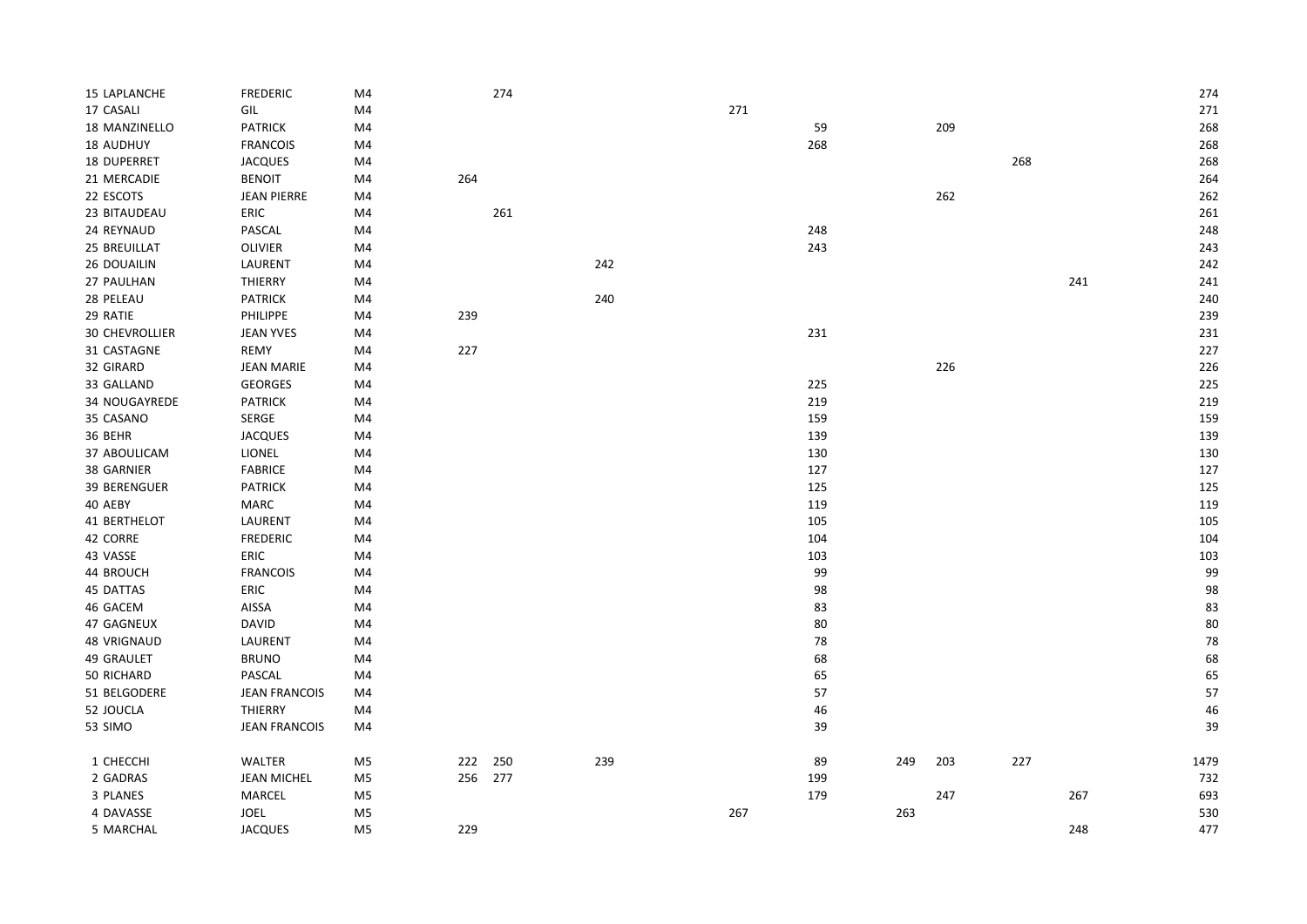| | | | | | | | | | | | | | |
|---|---|---|---|---|---|---|---|---|---|---|---|---|---|
| 15 | LAPLANCHE | FREDERIC | M4 | | 274 | | | | | | | | 274 |
| 17 | CASALI | GIL | M4 | | | | 271 | | | | | | 271 |
| 18 | MANZINELLO | PATRICK | M4 | | | | | 59 | | 209 | | | 268 |
| 18 | AUDHUY | FRANCOIS | M4 | | | | | 268 | | | | | 268 |
| 18 | DUPERRET | JACQUES | M4 | | | | | | | | 268 | | 268 |
| 21 | MERCADIE | BENOIT | M4 | 264 | | | | | | | | | 264 |
| 22 | ESCOTS | JEAN PIERRE | M4 | | | | | | | 262 | | | 262 |
| 23 | BITAUDEAU | ERIC | M4 | | 261 | | | | | | | | 261 |
| 24 | REYNAUD | PASCAL | M4 | | | | | 248 | | | | | 248 |
| 25 | BREUILLAT | OLIVIER | M4 | | | | | 243 | | | | | 243 |
| 26 | DOUAILIN | LAURENT | M4 | | | 242 | | | | | | | 242 |
| 27 | PAULHAN | THIERRY | M4 | | | | | | | | | 241 | 241 |
| 28 | PELEAU | PATRICK | M4 | | | 240 | | | | | | | 240 |
| 29 | RATIE | PHILIPPE | M4 | 239 | | | | | | | | | 239 |
| 30 | CHEVROLLIER | JEAN YVES | M4 | | | | | 231 | | | | | 231 |
| 31 | CASTAGNE | REMY | M4 | 227 | | | | | | | | | 227 |
| 32 | GIRARD | JEAN MARIE | M4 | | | | | | | 226 | | | 226 |
| 33 | GALLAND | GEORGES | M4 | | | | | 225 | | | | | 225 |
| 34 | NOUGAYREDE | PATRICK | M4 | | | | | 219 | | | | | 219 |
| 35 | CASANO | SERGE | M4 | | | | | 159 | | | | | 159 |
| 36 | BEHR | JACQUES | M4 | | | | | 139 | | | | | 139 |
| 37 | ABOULICAM | LIONEL | M4 | | | | | 130 | | | | | 130 |
| 38 | GARNIER | FABRICE | M4 | | | | | 127 | | | | | 127 |
| 39 | BERENGUER | PATRICK | M4 | | | | | 125 | | | | | 125 |
| 40 | AEBY | MARC | M4 | | | | | 119 | | | | | 119 |
| 41 | BERTHELOT | LAURENT | M4 | | | | | 105 | | | | | 105 |
| 42 | CORRE | FREDERIC | M4 | | | | | 104 | | | | | 104 |
| 43 | VASSE | ERIC | M4 | | | | | 103 | | | | | 103 |
| 44 | BROUCH | FRANCOIS | M4 | | | | | 99 | | | | | 99 |
| 45 | DATTAS | ERIC | M4 | | | | | 98 | | | | | 98 |
| 46 | GACEM | AISSA | M4 | | | | | 83 | | | | | 83 |
| 47 | GAGNEUX | DAVID | M4 | | | | | 80 | | | | | 80 |
| 48 | VRIGNAUD | LAURENT | M4 | | | | | 78 | | | | | 78 |
| 49 | GRAULET | BRUNO | M4 | | | | | 68 | | | | | 68 |
| 50 | RICHARD | PASCAL | M4 | | | | | 65 | | | | | 65 |
| 51 | BELGODERE | JEAN FRANCOIS | M4 | | | | | 57 | | | | | 57 |
| 52 | JOUCLA | THIERRY | M4 | | | | | 46 | | | | | 46 |
| 53 | SIMO | JEAN FRANCOIS | M4 | | | | | 39 | | | | | 39 |
| | | | | | | | | | | | | | |
| 1 | CHECCHI | WALTER | M5 | 222 | 250 | 239 | | 89 | 249 | 203 | 227 | | 1479 |
| 2 | GADRAS | JEAN MICHEL | M5 | 256 | 277 | | | 199 | | | | | 732 |
| 3 | PLANES | MARCEL | M5 | | | | | 179 | | 247 | | 267 | 693 |
| 4 | DAVASSE | JOEL | M5 | | | | 267 | | 263 | | | | 530 |
| 5 | MARCHAL | JACQUES | M5 | 229 | | | | | | | | 248 | 477 |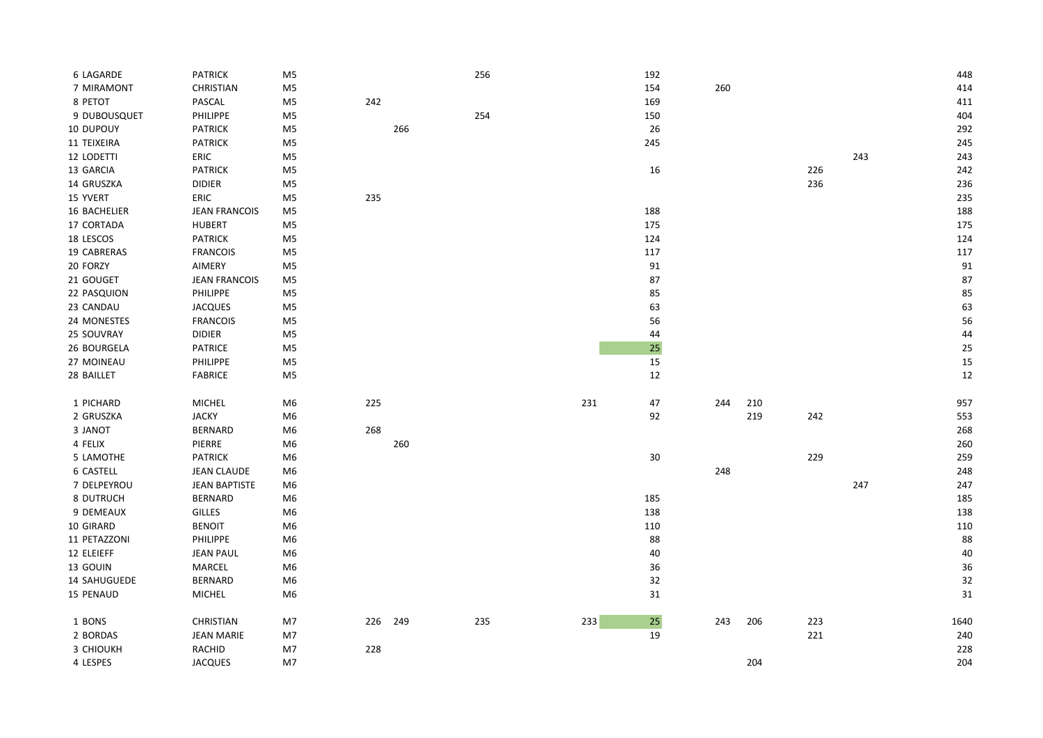| | | | | | | | | | | | | |
|---|---|---|---|---|---|---|---|---|---|---|---|---|
| 6 LAGARDE | PATRICK | M5 | | | 256 | | 192 | | | | | 448 |
| 7 MIRAMONT | CHRISTIAN | M5 | | | | | 154 | 260 | | | | 414 |
| 8 PETOT | PASCAL | M5 | 242 | | | | 169 | | | | | 411 |
| 9 DUBOUSQUET | PHILIPPE | M5 | | | 254 | | 150 | | | | | 404 |
| 10 DUPOUY | PATRICK | M5 | | 266 | | | 26 | | | | | 292 |
| 11 TEIXEIRA | PATRICK | M5 | | | | | 245 | | | | | 245 |
| 12 LODETTI | ERIC | M5 | | | | | | | | | 243 | 243 |
| 13 GARCIA | PATRICK | M5 | | | | | 16 | | | 226 | | 242 |
| 14 GRUSZKA | DIDIER | M5 | | | | | | | | 236 | | 236 |
| 15 YVERT | ERIC | M5 | 235 | | | | | | | | | 235 |
| 16 BACHELIER | JEAN FRANCOIS | M5 | | | | | 188 | | | | | 188 |
| 17 CORTADA | HUBERT | M5 | | | | | 175 | | | | | 175 |
| 18 LESCOS | PATRICK | M5 | | | | | 124 | | | | | 124 |
| 19 CABRERAS | FRANCOIS | M5 | | | | | 117 | | | | | 117 |
| 20 FORZY | AIMERY | M5 | | | | | 91 | | | | | 91 |
| 21 GOUGET | JEAN FRANCOIS | M5 | | | | | 87 | | | | | 87 |
| 22 PASQUION | PHILIPPE | M5 | | | | | 85 | | | | | 85 |
| 23 CANDAU | JACQUES | M5 | | | | | 63 | | | | | 63 |
| 24 MONESTES | FRANCOIS | M5 | | | | | 56 | | | | | 56 |
| 25 SOUVRAY | DIDIER | M5 | | | | | 44 | | | | | 44 |
| 26 BOURGELA | PATRICE | M5 | | | | | 25 | | | | | 25 |
| 27 MOINEAU | PHILIPPE | M5 | | | | | 15 | | | | | 15 |
| 28 BAILLET | FABRICE | M5 | | | | | 12 | | | | | 12 |
| | | | | | | | | | | | | |
| 1 PICHARD | MICHEL | M6 | 225 | | | 231 | 47 | 244 | 210 | | | 957 |
| 2 GRUSZKA | JACKY | M6 | | | | | 92 | | 219 | 242 | | 553 |
| 3 JANOT | BERNARD | M6 | 268 | | | | | | | | | 268 |
| 4 FELIX | PIERRE | M6 | | 260 | | | | | | | | 260 |
| 5 LAMOTHE | PATRICK | M6 | | | | | 30 | | | 229 | | 259 |
| 6 CASTELL | JEAN CLAUDE | M6 | | | | | | 248 | | | | 248 |
| 7 DELPEYROU | JEAN BAPTISTE | M6 | | | | | | | | | 247 | 247 |
| 8 DUTRUCH | BERNARD | M6 | | | | | 185 | | | | | 185 |
| 9 DEMEAUX | GILLES | M6 | | | | | 138 | | | | | 138 |
| 10 GIRARD | BENOIT | M6 | | | | | 110 | | | | | 110 |
| 11 PETAZZONI | PHILIPPE | M6 | | | | | 88 | | | | | 88 |
| 12 ELEIEFF | JEAN PAUL | M6 | | | | | 40 | | | | | 40 |
| 13 GOUIN | MARCEL | M6 | | | | | 36 | | | | | 36 |
| 14 SAHUGUEDE | BERNARD | M6 | | | | | 32 | | | | | 32 |
| 15 PENAUD | MICHEL | M6 | | | | | 31 | | | | | 31 |
| | | | | | | | | | | | | |
| 1 BONS | CHRISTIAN | M7 | 226 | 249 | 235 | 233 | 25 | 243 | 206 | 223 | | 1640 |
| 2 BORDAS | JEAN MARIE | M7 | | | | | 19 | | | 221 | | 240 |
| 3 CHIOUKH | RACHID | M7 | 228 | | | | | | | | | 228 |
| 4 LESPES | JACQUES | M7 | | | | | | | 204 | | | 204 |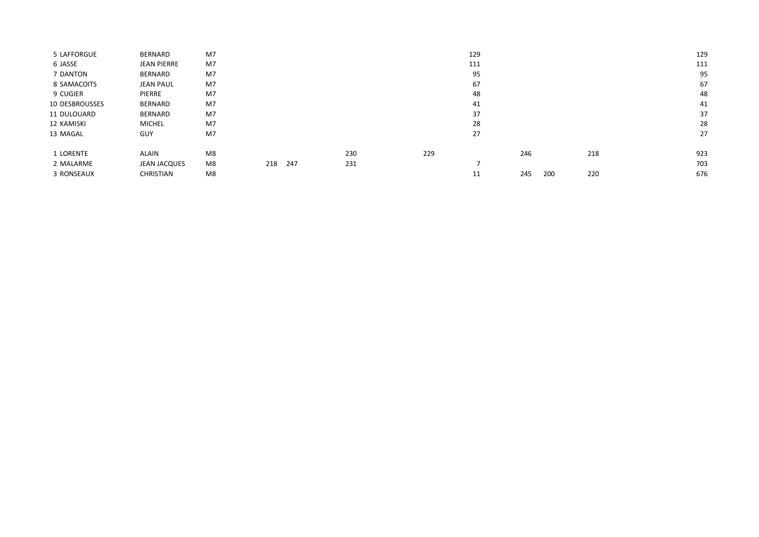| | | | | | | | | | | | |
|---|---|---|---|---|---|---|---|---|---|---|---|
| 5 LAFFORGUE | BERNARD | M7 | | | | | 129 | | | | 129 |
| 6 JASSE | JEAN PIERRE | M7 | | | | | 111 | | | | 111 |
| 7 DANTON | BERNARD | M7 | | | | | 95 | | | | 95 |
| 8 SAMACOITS | JEAN PAUL | M7 | | | | | 67 | | | | 67 |
| 9 CUGIER | PIERRE | M7 | | | | | 48 | | | | 48 |
| 10 DESBROUSSES | BERNARD | M7 | | | | | 41 | | | | 41 |
| 11 DULOUARD | BERNARD | M7 | | | | | 37 | | | | 37 |
| 12 KAMISKI | MICHEL | M7 | | | | | 28 | | | | 28 |
| 13 MAGAL | GUY | M7 | | | | | 27 | | | | 27 |
| | | | | | | | | | | | |
| 1 LORENTE | ALAIN | M8 | | | 230 | 229 | | 246 | | 218 | 923 |
| 2 MALARME | JEAN JACQUES | M8 | 218 | 247 | 231 | | 7 | | | | 703 |
| 3 RONSEAUX | CHRISTIAN | M8 | | | | | 11 | 245 | 200 | 220 | 676 |